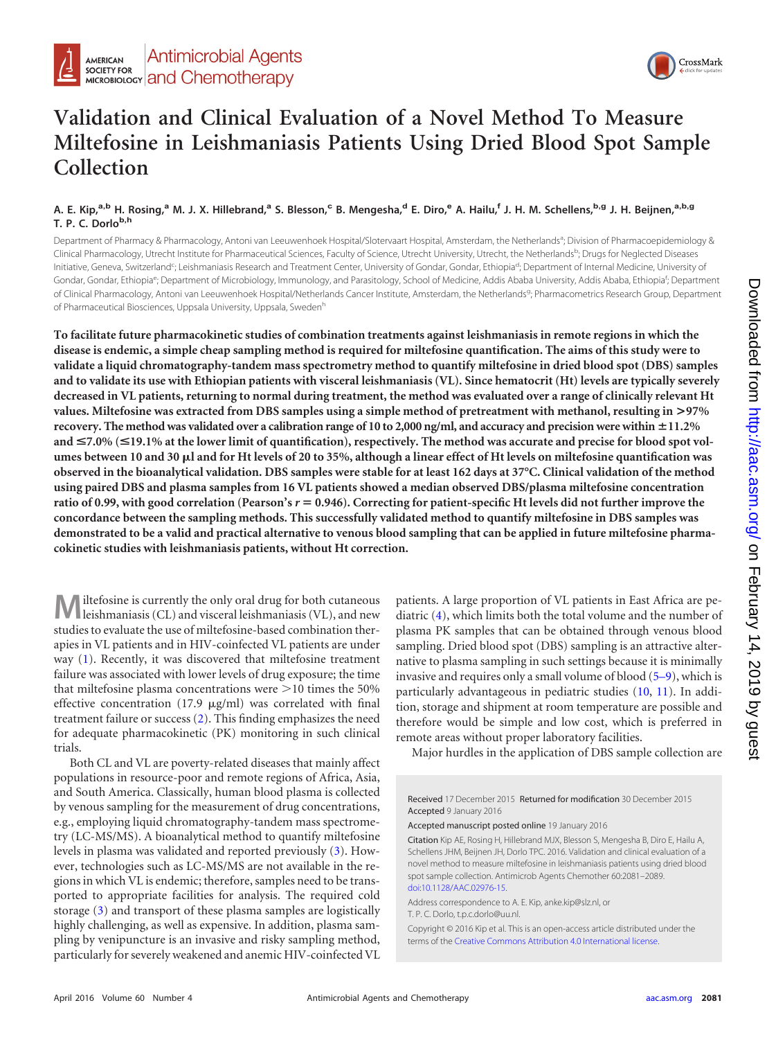# Validation and Clinical Evaluation of a Novel Method To Measure Miltefosine in Leishmaniasis Patients Using Dried Blood Spot Sample Collection

A. E. Kip,[a,b] H. Rosing,[a] M. J. X. Hillebrand,[a] S. Blesson,[c] B. Mengesha,[d] E. Diro,[e] A. Hailu,[f] J. H. M. Schellens,[b,g] J. H. Beijnen,[a,b,g] T. P. C. Dorlo[b,h]

Department of Pharmacy & Pharmacology, Antoni van Leeuwenhoek Hospital/Slotervaart Hospital, Amsterdam, the Netherlands[a]; Division of Pharmacoepidemiology & Clinical Pharmacology, Utrecht Institute for Pharmaceutical Sciences, Faculty of Science, Utrecht University, Utrecht, the Netherlands[b]; Drugs for Neglected Diseases Initiative, Geneva, Switzerland[c]; Leishmaniasis Research and Treatment Center, University of Gondar, Gondar, Ethiopia[d]; Department of Internal Medicine, University of Gondar, Gondar, Ethiopia[e]; Department of Microbiology, Immunology, and Parasitology, School of Medicine, Addis Ababa University, Addis Ababa, Ethiopia[f]; Department of Clinical Pharmacology, Antoni van Leeuwenhoek Hospital/Netherlands Cancer Institute, Amsterdam, the Netherlands[g]; Pharmacometrics Research Group, Department of Pharmaceutical Biosciences, Uppsala University, Uppsala, Sweden[h]

**To facilitate future pharmacokinetic studies of combination treatments against leishmaniasis in remote regions in which the disease is endemic, a simple cheap sampling method is required for miltefosine quantification. The aims of this study were to validate a liquid chromatography-tandem mass spectrometry method to quantify miltefosine in dried blood spot (DBS) samples and to validate its use with Ethiopian patients with visceral leishmaniasis (VL). Since hematocrit (Ht) levels are typically severely decreased in VL patients, returning to normal during treatment, the method was evaluated over a range of clinically relevant Ht values. Miltefosine was extracted from DBS samples using a simple method of pretreatment with methanol, resulting in >97% recovery. The method was validated over a calibration range of 10 to 2,000 ng/ml, and accuracy and precision were within ±11.2% and ≤7.0% (≤19.1% at the lower limit of quantification), respectively. The method was accurate and precise for blood spot volumes between 10 and 30 μl and for Ht levels of 20 to 35%, although a linear effect of Ht levels on miltefosine quantification was observed in the bioanalytical validation. DBS samples were stable for at least 162 days at 37°C. Clinical validation of the method using paired DBS and plasma samples from 16 VL patients showed a median observed DBS/plasma miltefosine concentration ratio of 0.99, with good correlation (Pearson's r = 0.946). Correcting for patient-specific Ht levels did not further improve the concordance between the sampling methods. This successfully validated method to quantify miltefosine in DBS samples was demonstrated to be a valid and practical alternative to venous blood sampling that can be applied in future miltefosine pharmacokinetic studies with leishmaniasis patients, without Ht correction.**

Miltefosine is currently the only oral drug for both cutaneous leishmaniasis (CL) and visceral leishmaniasis (VL), and new studies to evaluate the use of miltefosine-based combination therapies in VL patients and in HIV-coinfected VL patients are under way (1). Recently, it was discovered that miltefosine treatment failure was associated with lower levels of drug exposure; the time that miltefosine plasma concentrations were >10 times the 50% effective concentration (17.9 μg/ml) was correlated with final treatment failure or success (2). This finding emphasizes the need for adequate pharmacokinetic (PK) monitoring in such clinical trials.

Both CL and VL are poverty-related diseases that mainly affect populations in resource-poor and remote regions of Africa, Asia, and South America. Classically, human blood plasma is collected by venous sampling for the measurement of drug concentrations, e.g., employing liquid chromatography-tandem mass spectrometry (LC-MS/MS). A bioanalytical method to quantify miltefosine levels in plasma was validated and reported previously (3). However, technologies such as LC-MS/MS are not available in the regions in which VL is endemic; therefore, samples need to be transported to appropriate facilities for analysis. The required cold storage (3) and transport of these plasma samples are logistically highly challenging, as well as expensive. In addition, plasma sampling by venipuncture is an invasive and risky sampling method, particularly for severely weakened and anemic HIV-coinfected VL patients. A large proportion of VL patients in East Africa are pediatric (4), which limits both the total volume and the number of plasma PK samples that can be obtained through venous blood sampling. Dried blood spot (DBS) sampling is an attractive alternative to plasma sampling in such settings because it is minimally invasive and requires only a small volume of blood (5–9), which is particularly advantageous in pediatric studies (10, 11). In addition, storage and shipment at room temperature are possible and therefore would be simple and low cost, which is preferred in remote areas without proper laboratory facilities.

Major hurdles in the application of DBS sample collection are

Received 17 December 2015 Returned for modification 30 December 2015 Accepted 9 January 2016

Accepted manuscript posted online 19 January 2016

Citation Kip AE, Rosing H, Hillebrand MJX, Blesson S, Mengesha B, Diro E, Hailu A, Schellens JHM, Beijnen JH, Dorlo TPC. 2016. Validation and clinical evaluation of a novel method to measure miltefosine in leishmaniasis patients using dried blood spot sample collection. Antimicrob Agents Chemother 60:2081–2089. doi:10.1128/AAC.02976-15.

Address correspondence to A. E. Kip, anke.kip@slz.nl, or T. P. C. Dorlo, t.p.c.dorlo@uu.nl.

Copyright © 2016 Kip et al. This is an open-access article distributed under the terms of the Creative Commons Attribution 4.0 International license.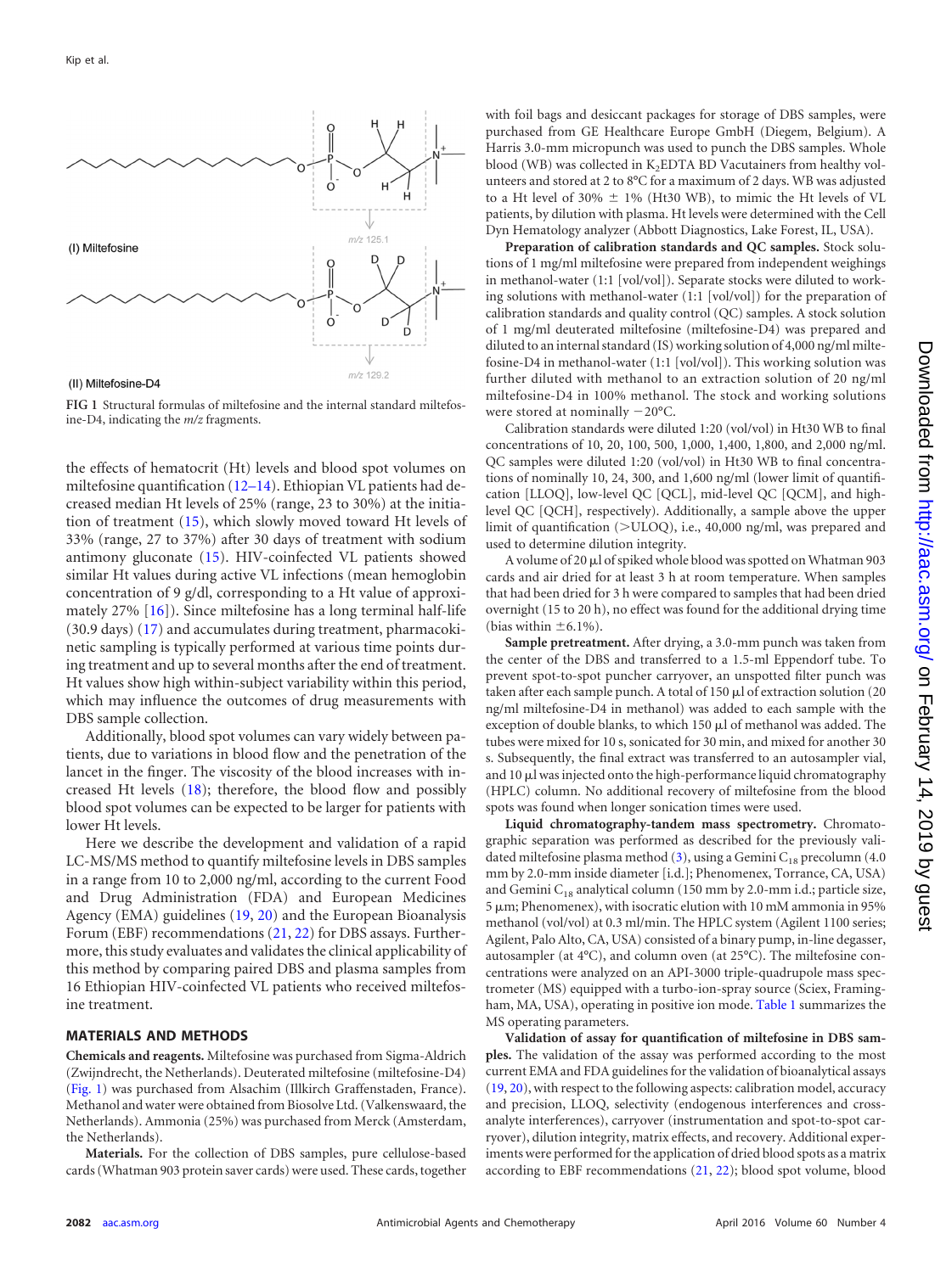(I) Miltefosine

(II) Miltefosine-D4

FIG 1 Structural formulas of miltefosine and the internal standard miltefosine-D4, indicating the $m/z$ fragments.

the effects of hematocrit (Ht) levels and blood spot volumes on miltefosine quantification (12–14). Ethiopian VL patients had decreased median Ht levels of 25% (range, 23 to 30%) at the initiation of treatment (15), which slowly moved toward Ht levels of 33% (range, 27 to 37%) after 30 days of treatment with sodium antimony gluconate (15). HIV-coinfected VL patients showed similar Ht values during active VL infections (mean hemoglobin concentration of 9 g/dl, corresponding to a Ht value of approximately 27% [16]). Since miltefosine has a long terminal half-life (30.9 days) (17) and accumulates during treatment, pharmacokinetic sampling is typically performed at various time points during treatment and up to several months after the end of treatment. Ht values show high within-subject variability within this period, which may influence the outcomes of drug measurements with DBS sample collection.

Additionally, blood spot volumes can vary widely between patients, due to variations in blood flow and the penetration of the lancet in the finger. The viscosity of the blood increases with increased Ht levels (18); therefore, the blood flow and possibly blood spot volumes can be expected to be larger for patients with lower Ht levels.

Here we describe the development and validation of a rapid LC-MS/MS method to quantify miltefosine levels in DBS samples in a range from 10 to 2,000 ng/ml, according to the current Food and Drug Administration (FDA) and European Medicines Agency (EMA) guidelines (19, 20) and the European Bioanalysis Forum (EBF) recommendations (21, 22) for DBS assays. Furthermore, this study evaluates and validates the clinical applicability of this method by comparing paired DBS and plasma samples from 16 Ethiopian HIV-coinfected VL patients who received miltefosine treatment.

## MATERIALS AND METHODS

**Chemicals and reagents.** Miltefosine was purchased from Sigma-Aldrich (Zwijndrecht, the Netherlands). Deuterated miltefosine (miltefosine-D4) (Fig. 1) was purchased from Alsachim (Illkirch Graffenstaden, France). Methanol and water were obtained from Biosolve Ltd. (Valkenswaard, the Netherlands). Ammonia (25%) was purchased from Merck (Amsterdam, the Netherlands).

**Materials.** For the collection of DBS samples, pure cellulose-based cards (Whatman 903 protein saver cards) were used. These cards, together with foil bags and desiccant packages for storage of DBS samples, were purchased from GE Healthcare Europe GmbH (Diegem, Belgium). A Harris 3.0-mm micropunch was used to punch the DBS samples. Whole blood (WB) was collected in $K_2EDTA$ BD Vacutainers from healthy volunteers and stored at 2 to 8°C for a maximum of 2 days. WB was adjusted to a Ht level of 30% ± 1% (Ht30 WB), to mimic the Ht levels of VL patients, by dilution with plasma. Ht levels were determined with the Cell Dyn Hematology analyzer (Abbott Diagnostics, Lake Forest, IL, USA).

**Preparation of calibration standards and QC samples.** Stock solutions of 1 mg/ml miltefosine were prepared from independent weighings in methanol-water (1:1 [vol/vol]). Separate stocks were diluted to working solutions with methanol-water (1:1 [vol/vol]) for the preparation of calibration standards and quality control (QC) samples. A stock solution of 1 mg/ml deuterated miltefosine (miltefosine-D4) was prepared and diluted to an internal standard (IS) working solution of 4,000 ng/ml miltefosine-D4 in methanol-water (1:1 [vol/vol]). This working solution was further diluted with methanol to an extraction solution of 20 ng/ml miltefosine-D4 in 100% methanol. The stock and working solutions were stored at nominally −20°C.

Calibration standards were diluted 1:20 (vol/vol) in Ht30 WB to final concentrations of 10, 20, 100, 500, 1,000, 1,400, 1,800, and 2,000 ng/ml. QC samples were diluted 1:20 (vol/vol) in Ht30 WB to final concentrations of nominally 10, 24, 300, and 1,600 ng/ml (lower limit of quantification [LLOQ], low-level QC [QCL], mid-level QC [QCM], and high-level QC [QCH], respectively). Additionally, a sample above the upper limit of quantification (>ULOQ), i.e., 40,000 ng/ml, was prepared and used to determine dilution integrity.

A volume of 20 μl of spiked whole blood was spotted on Whatman 903 cards and air dried for at least 3 h at room temperature. When samples that had been dried for 3 h were compared to samples that had been dried overnight (15 to 20 h), no effect was found for the additional drying time (bias within ±6.1%).

**Sample pretreatment.** After drying, a 3.0-mm punch was taken from the center of the DBS and transferred to a 1.5-ml Eppendorf tube. To prevent spot-to-spot puncher carryover, an unspotted filter punch was taken after each sample punch. A total of 150 μl of extraction solution (20 ng/ml miltefosine-D4 in methanol) was added to each sample with the exception of double blanks, to which 150 μl of methanol was added. The tubes were mixed for 10 s, sonicated for 30 min, and mixed for another 30 s. Subsequently, the final extract was transferred to an autosampler vial, and 10 μl was injected onto the high-performance liquid chromatography (HPLC) column. No additional recovery of miltefosine from the blood spots was found when longer sonication times were used.

**Liquid chromatography-tandem mass spectrometry.** Chromatographic separation was performed as described for the previously validated miltefosine plasma method (3), using a Gemini $C_{18}$ precolumn (4.0 mm by 2.0-mm inside diameter [i.d.]; Phenomenex, Torrance, CA, USA) and Gemini $C_{18}$ analytical column (150 mm by 2.0-mm i.d.; particle size, 5 μm; Phenomenex), with isocratic elution with 10 mM ammonia in 95% methanol (vol/vol) at 0.3 ml/min. The HPLC system (Agilent 1100 series; Agilent, Palo Alto, CA, USA) consisted of a binary pump, in-line degasser, autosampler (at 4°C), and column oven (at 25°C). The miltefosine concentrations were analyzed on an API-3000 triple-quadrupole mass spectrometer (MS) equipped with a turbo-ion-spray source (Sciex, Framingham, MA, USA), operating in positive ion mode. Table 1 summarizes the MS operating parameters.

**Validation of assay for quantification of miltefosine in DBS samples.** The validation of the assay was performed according to the most current EMA and FDA guidelines for the validation of bioanalytical assays (19, 20), with respect to the following aspects: calibration model, accuracy and precision, LLOQ, selectivity (endogenous interferences and cross-analyte interferences), carryover (instrumentation and spot-to-spot carryover), dilution integrity, matrix effects, and recovery. Additional experiments were performed for the application of dried blood spots as a matrix according to EBF recommendations (21, 22); blood spot volume, blood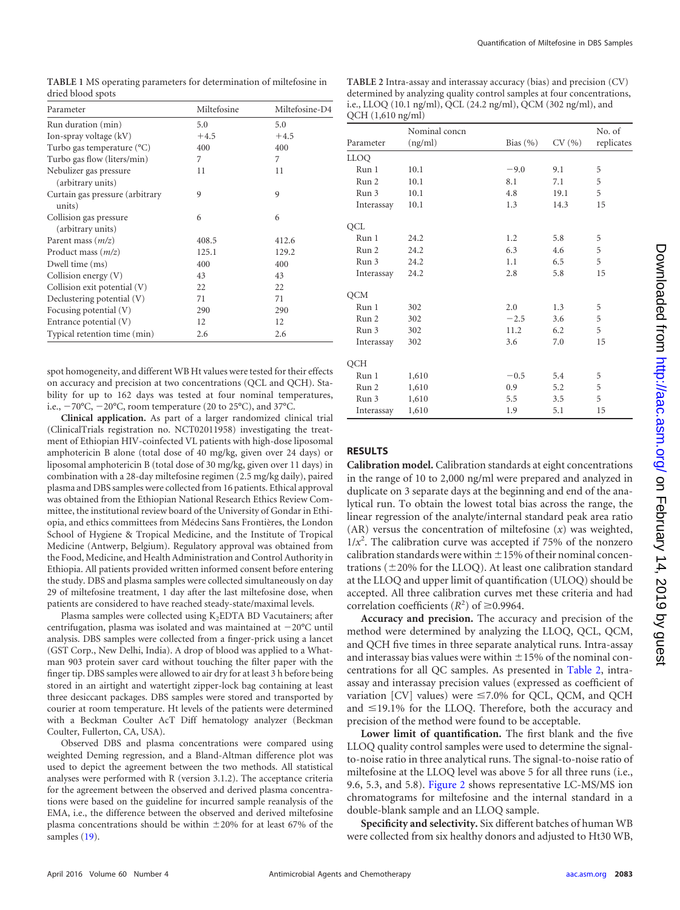**TABLE 1** MS operating parameters for determination of miltefosine in dried blood spots

| Parameter | Miltefosine | Miltefosine-D4 |
|---|---|---|
| Run duration (min) | 5.0 | 5.0 |
| Ion-spray voltage (kV) | +4.5 | +4.5 |
| Turbo gas temperature (°C) | 400 | 400 |
| Turbo gas flow (liters/min) | 7 | 7 |
| Nebulizer gas pressure (arbitrary units) | 11 | 11 |
| Curtain gas pressure (arbitrary units) | 9 | 9 |
| Collision gas pressure (arbitrary units) | 6 | 6 |
| Parent mass ($m/z$) | 408.5 | 412.6 |
| Product mass ($m/z$) | 125.1 | 129.2 |
| Dwell time (ms) | 400 | 400 |
| Collision energy (V) | 43 | 43 |
| Collision exit potential (V) | 22 | 22 |
| Declustering potential (V) | 71 | 71 |
| Focusing potential (V) | 290 | 290 |
| Entrance potential (V) | 12 | 12 |
| Typical retention time (min) | 2.6 | 2.6 |

spot homogeneity, and different WB Ht values were tested for their effects on accuracy and precision at two concentrations (QCL and QCH). Stability for up to 162 days was tested at four nominal temperatures, i.e., −70°C, −20°C, room temperature (20 to 25°C), and 37°C.

**Clinical application.** As part of a larger randomized clinical trial (ClinicalTrials registration no. NCT02011958) investigating the treatment of Ethiopian HIV-coinfected VL patients with high-dose liposomal amphotericin B alone (total dose of 40 mg/kg, given over 24 days) or liposomal amphotericin B (total dose of 30 mg/kg, given over 11 days) in combination with a 28-day miltefosine regimen (2.5 mg/kg daily), paired plasma and DBS samples were collected from 16 patients. Ethical approval was obtained from the Ethiopian National Research Ethics Review Committee, the institutional review board of the University of Gondar in Ethiopia, and ethics committees from Médecins Sans Frontières, the London School of Hygiene & Tropical Medicine, and the Institute of Tropical Medicine (Antwerp, Belgium). Regulatory approval was obtained from the Food, Medicine, and Health Administration and Control Authority in Ethiopia. All patients provided written informed consent before entering the study. DBS and plasma samples were collected simultaneously on day 29 of miltefosine treatment, 1 day after the last miltefosine dose, when patients are considered to have reached steady-state/maximal levels.

Plasma samples were collected using $K_2$EDTA BD Vacutainers; after centrifugation, plasma was isolated and was maintained at −20°C until analysis. DBS samples were collected from a finger-prick using a lancet (GST Corp., New Delhi, India). A drop of blood was applied to a Whatman 903 protein saver card without touching the filter paper with the finger tip. DBS samples were allowed to air dry for at least 3 h before being stored in an airtight and watertight zipper-lock bag containing at least three desiccant packages. DBS samples were stored and transported by courier at room temperature. Ht levels of the patients were determined with a Beckman Coulter AcT Diff hematology analyzer (Beckman Coulter, Fullerton, CA, USA).

Observed DBS and plasma concentrations were compared using weighted Deming regression, and a Bland-Altman difference plot was used to depict the agreement between the two methods. All statistical analyses were performed with R (version 3.1.2). The acceptance criteria for the agreement between the observed and derived plasma concentrations were based on the guideline for incurred sample reanalysis of the EMA, i.e., the difference between the observed and derived miltefosine plasma concentrations should be within ±20% for at least 67% of the samples (19).

**TABLE 2** Intra-assay and interassay accuracy (bias) and precision (CV) determined by analyzing quality control samples at four concentrations, i.e., LLOQ (10.1 ng/ml), QCL (24.2 ng/ml), QCM (302 ng/ml), and QCH (1,610 ng/ml)

| Parameter | Nominal concn (ng/ml) | Bias (%) | CV (%) | No. of replicates |
|---|---|---|---|---|
| LLOQ | | | | |
| Run 1 | 10.1 | −9.0 | 9.1 | 5 |
| Run 2 | 10.1 | 8.1 | 7.1 | 5 |
| Run 3 | 10.1 | 4.8 | 19.1 | 5 |
| Interassay | 10.1 | 1.3 | 14.3 | 15 |
| QCL | | | | |
| Run 1 | 24.2 | 1.2 | 5.8 | 5 |
| Run 2 | 24.2 | 6.3 | 4.6 | 5 |
| Run 3 | 24.2 | 1.1 | 6.5 | 5 |
| Interassay | 24.2 | 2.8 | 5.8 | 15 |
| QCM | | | | |
| Run 1 | 302 | 2.0 | 1.3 | 5 |
| Run 2 | 302 | −2.5 | 3.6 | 5 |
| Run 3 | 302 | 11.2 | 6.2 | 5 |
| Interassay | 302 | 3.6 | 7.0 | 15 |
| QCH | | | | |
| Run 1 | 1,610 | −0.5 | 5.4 | 5 |
| Run 2 | 1,610 | 0.9 | 5.2 | 5 |
| Run 3 | 1,610 | 5.5 | 3.5 | 5 |
| Interassay | 1,610 | 1.9 | 5.1 | 15 |

## RESULTS

**Calibration model.** Calibration standards at eight concentrations in the range of 10 to 2,000 ng/ml were prepared and analyzed in duplicate on 3 separate days at the beginning and end of the analytical run. To obtain the lowest total bias across the range, the linear regression of the analyte/internal standard peak area ratio (AR) versus the concentration of miltefosine ($x$) was weighted, $1/x^2$. The calibration curve was accepted if 75% of the nonzero calibration standards were within ±15% of their nominal concentrations (±20% for the LLOQ). At least one calibration standard at the LLOQ and upper limit of quantification (ULOQ) should be accepted. All three calibration curves met these criteria and had correlation coefficients ($R^2$) of ≥0.9964.

**Accuracy and precision.** The accuracy and precision of the method were determined by analyzing the LLOQ, QCL, QCM, and QCH five times in three separate analytical runs. Intra-assay and interassay bias values were within ±15% of the nominal concentrations for all QC samples. As presented in Table 2, intra-assay and interassay precision values (expressed as coefficient of variation [CV] values) were ≤7.0% for QCL, QCM, and QCH and ≤19.1% for the LLOQ. Therefore, both the accuracy and precision of the method were found to be acceptable.

**Lower limit of quantification.** The first blank and the five LLOQ quality control samples were used to determine the signal-to-noise ratio in three analytical runs. The signal-to-noise ratio of miltefosine at the LLOQ level was above 5 for all three runs (i.e., 9.6, 5.3, and 5.8). Figure 2 shows representative LC-MS/MS ion chromatograms for miltefosine and the internal standard in a double-blank sample and an LLOQ sample.

**Specificity and selectivity.** Six different batches of human WB were collected from six healthy donors and adjusted to Ht30 WB,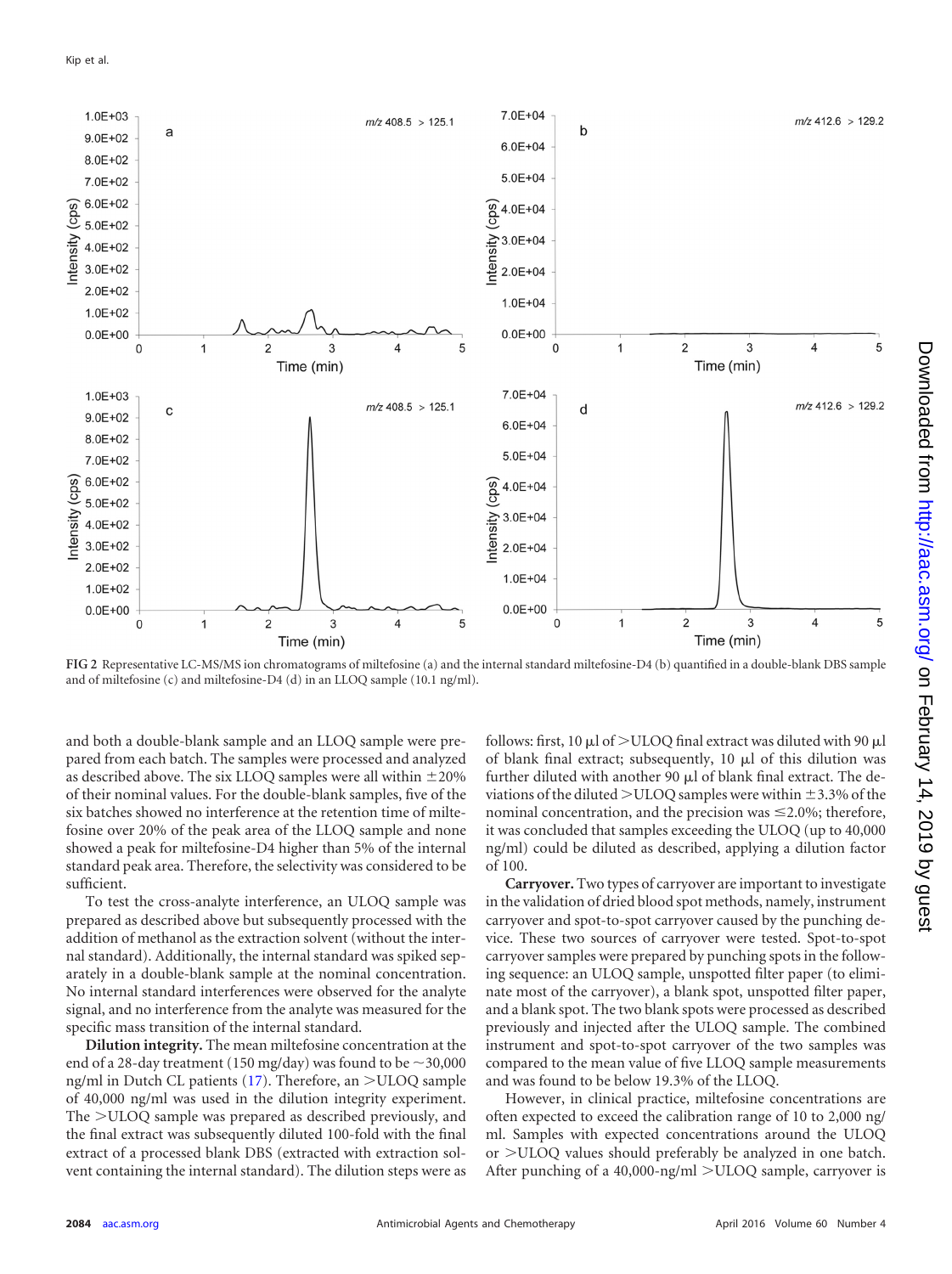FIG 2 Representative LC-MS/MS ion chromatograms of miltefosine (a) and the internal standard miltefosine-D4 (b) quantified in a double-blank DBS sample and of miltefosine (c) and miltefosine-D4 (d) in an LLOQ sample (10.1 ng/ml).

and both a double-blank sample and an LLOQ sample were prepared from each batch. The samples were processed and analyzed as described above. The six LLOQ samples were all within ±20% of their nominal values. For the double-blank samples, five of the six batches showed no interference at the retention time of miltefosine over 20% of the peak area of the LLOQ sample and none showed a peak for miltefosine-D4 higher than 5% of the internal standard peak area. Therefore, the selectivity was considered to be sufficient.

To test the cross-analyte interference, an ULOQ sample was prepared as described above but subsequently processed with the addition of methanol as the extraction solvent (without the internal standard). Additionally, the internal standard was spiked separately in a double-blank sample at the nominal concentration. No internal standard interferences were observed for the analyte signal, and no interference from the analyte was measured for the specific mass transition of the internal standard.

**Dilution integrity.** The mean miltefosine concentration at the end of a 28-day treatment (150 mg/day) was found to be ~30,000 ng/ml in Dutch CL patients (17). Therefore, an >ULOQ sample of 40,000 ng/ml was used in the dilution integrity experiment. The >ULOQ sample was prepared as described previously, and the final extract was subsequently diluted 100-fold with the final extract of a processed blank DBS (extracted with extraction solvent containing the internal standard). The dilution steps were as follows: first, 10 μl of >ULOQ final extract was diluted with 90 μl of blank final extract; subsequently, 10 μl of this dilution was further diluted with another 90 μl of blank final extract. The deviations of the diluted >ULOQ samples were within ±3.3% of the nominal concentration, and the precision was ≤2.0%; therefore, it was concluded that samples exceeding the ULOQ (up to 40,000 ng/ml) could be diluted as described, applying a dilution factor of 100.

**Carryover.** Two types of carryover are important to investigate in the validation of dried blood spot methods, namely, instrument carryover and spot-to-spot carryover caused by the punching device. These two sources of carryover were tested. Spot-to-spot carryover samples were prepared by punching spots in the following sequence: an ULOQ sample, unspotted filter paper (to eliminate most of the carryover), a blank spot, unspotted filter paper, and a blank spot. The two blank spots were processed as described previously and injected after the ULOQ sample. The combined instrument and spot-to-spot carryover of the two samples was compared to the mean value of five LLOQ sample measurements and was found to be below 19.3% of the LLOQ.

However, in clinical practice, miltefosine concentrations are often expected to exceed the calibration range of 10 to 2,000 ng/ml. Samples with expected concentrations around the ULOQ or >ULOQ values should preferably be analyzed in one batch. After punching of a 40,000-ng/ml >ULOQ sample, carryover is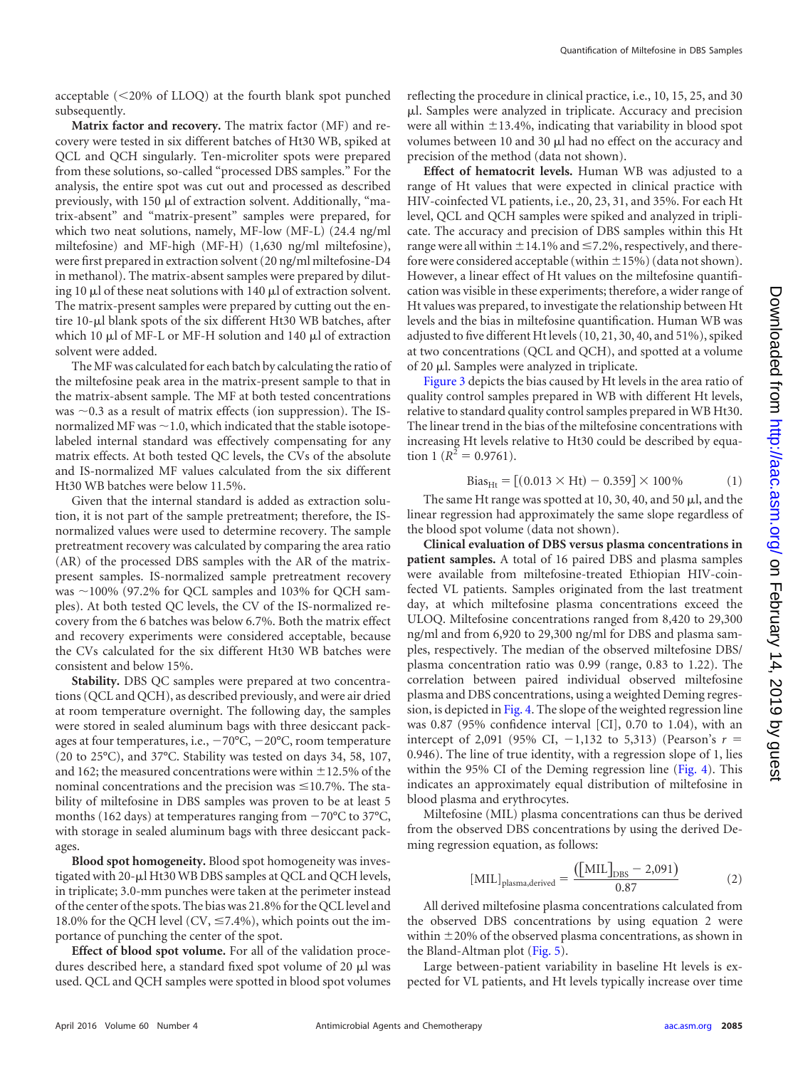acceptable (<20% of LLOQ) at the fourth blank spot punched subsequently.

**Matrix factor and recovery.** The matrix factor (MF) and recovery were tested in six different batches of Ht30 WB, spiked at QCL and QCH singularly. Ten-microliter spots were prepared from these solutions, so-called "processed DBS samples." For the analysis, the entire spot was cut out and processed as described previously, with 150 μl of extraction solvent. Additionally, "matrix-absent" and "matrix-present" samples were prepared, for which two neat solutions, namely, MF-low (MF-L) (24.4 ng/ml miltefosine) and MF-high (MF-H) (1,630 ng/ml miltefosine), were first prepared in extraction solvent (20 ng/ml miltefosine-D4 in methanol). The matrix-absent samples were prepared by diluting 10 μl of these neat solutions with 140 μl of extraction solvent. The matrix-present samples were prepared by cutting out the entire 10-μl blank spots of the six different Ht30 WB batches, after which 10 μl of MF-L or MF-H solution and 140 μl of extraction solvent were added.

The MF was calculated for each batch by calculating the ratio of the miltefosine peak area in the matrix-present sample to that in the matrix-absent sample. The MF at both tested concentrations was ~0.3 as a result of matrix effects (ion suppression). The IS-normalized MF was ~1.0, which indicated that the stable isotope-labeled internal standard was effectively compensating for any matrix effects. At both tested QC levels, the CVs of the absolute and IS-normalized MF values calculated from the six different Ht30 WB batches were below 11.5%.

Given that the internal standard is added as extraction solution, it is not part of the sample pretreatment; therefore, the IS-normalized values were used to determine recovery. The sample pretreatment recovery was calculated by comparing the area ratio (AR) of the processed DBS samples with the AR of the matrix-present samples. IS-normalized sample pretreatment recovery was ~100% (97.2% for QCL samples and 103% for QCH samples). At both tested QC levels, the CV of the IS-normalized recovery from the 6 batches was below 6.7%. Both the matrix effect and recovery experiments were considered acceptable, because the CVs calculated for the six different Ht30 WB batches were consistent and below 15%.

**Stability.** DBS QC samples were prepared at two concentrations (QCL and QCH), as described previously, and were air dried at room temperature overnight. The following day, the samples were stored in sealed aluminum bags with three desiccant packages at four temperatures, i.e., −70°C, −20°C, room temperature (20 to 25°C), and 37°C. Stability was tested on days 34, 58, 107, and 162; the measured concentrations were within ±12.5% of the nominal concentrations and the precision was ≤10.7%. The stability of miltefosine in DBS samples was proven to be at least 5 months (162 days) at temperatures ranging from −70°C to 37°C, with storage in sealed aluminum bags with three desiccant packages.

**Blood spot homogeneity.** Blood spot homogeneity was investigated with 20-μl Ht30 WB DBS samples at QCL and QCH levels, in triplicate; 3.0-mm punches were taken at the perimeter instead of the center of the spots. The bias was 21.8% for the QCL level and 18.0% for the QCH level (CV, ≤7.4%), which points out the importance of punching the center of the spot.

**Effect of blood spot volume.** For all of the validation procedures described here, a standard fixed spot volume of 20 μl was used. QCL and QCH samples were spotted in blood spot volumes reflecting the procedure in clinical practice, i.e., 10, 15, 25, and 30 μl. Samples were analyzed in triplicate. Accuracy and precision were all within ±13.4%, indicating that variability in blood spot volumes between 10 and 30 μl had no effect on the accuracy and precision of the method (data not shown).

**Effect of hematocrit levels.** Human WB was adjusted to a range of Ht values that were expected in clinical practice with HIV-coinfected VL patients, i.e., 20, 23, 31, and 35%. For each Ht level, QCL and QCH samples were spiked and analyzed in triplicate. The accuracy and precision of DBS samples within this Ht range were all within ±14.1% and ≤7.2%, respectively, and therefore were considered acceptable (within ±15%) (data not shown). However, a linear effect of Ht values on the miltefosine quantification was visible in these experiments; therefore, a wider range of Ht values was prepared, to investigate the relationship between Ht levels and the bias in miltefosine quantification. Human WB was adjusted to five different Ht levels (10, 21, 30, 40, and 51%), spiked at two concentrations (QCL and QCH), and spotted at a volume of 20 μl. Samples were analyzed in triplicate.

Figure 3 depicts the bias caused by Ht levels in the area ratio of quality control samples prepared in WB with different Ht levels, relative to standard quality control samples prepared in WB Ht30. The linear trend in the bias of the miltefosine concentrations with increasing Ht levels relative to Ht30 could be described by equation 1 ($R^2 = 0.9761$).

$$\text{Bias}_{\text{Ht}} = [(0.013 \times \text{Ht}) - 0.359] \times 100\% \tag{1}$$

The same Ht range was spotted at 10, 30, 40, and 50 μl, and the linear regression had approximately the same slope regardless of the blood spot volume (data not shown).

**Clinical evaluation of DBS versus plasma concentrations in patient samples.** A total of 16 paired DBS and plasma samples were available from miltefosine-treated Ethiopian HIV-coinfected VL patients. Samples originated from the last treatment day, at which miltefosine plasma concentrations exceed the ULOQ. Miltefosine concentrations ranged from 8,420 to 29,300 ng/ml and from 6,920 to 29,300 ng/ml for DBS and plasma samples, respectively. The median of the observed miltefosine DBS/plasma concentration ratio was 0.99 (range, 0.83 to 1.22). The correlation between paired individual observed miltefosine plasma and DBS concentrations, using a weighted Deming regression, is depicted in Fig. 4. The slope of the weighted regression line was 0.87 (95% confidence interval [CI], 0.70 to 1.04), with an intercept of 2,091 (95% CI, −1,132 to 5,313) (Pearson's $r$ = 0.946). The line of true identity, with a regression slope of 1, lies within the 95% CI of the Deming regression line (Fig. 4). This indicates an approximately equal distribution of miltefosine in blood plasma and erythrocytes.

Miltefosine (MIL) plasma concentrations can thus be derived from the observed DBS concentrations by using the derived Deming regression equation, as follows:

$$[\text{MIL}]_{\text{plasma,derived}} = \frac{([\text{MIL}]_{\text{DBS}} - 2{,}091)}{0.87} \tag{2}$$

All derived miltefosine plasma concentrations calculated from the observed DBS concentrations by using equation 2 were within ±20% of the observed plasma concentrations, as shown in the Bland-Altman plot (Fig. 5).

Large between-patient variability in baseline Ht levels is expected for VL patients, and Ht levels typically increase over time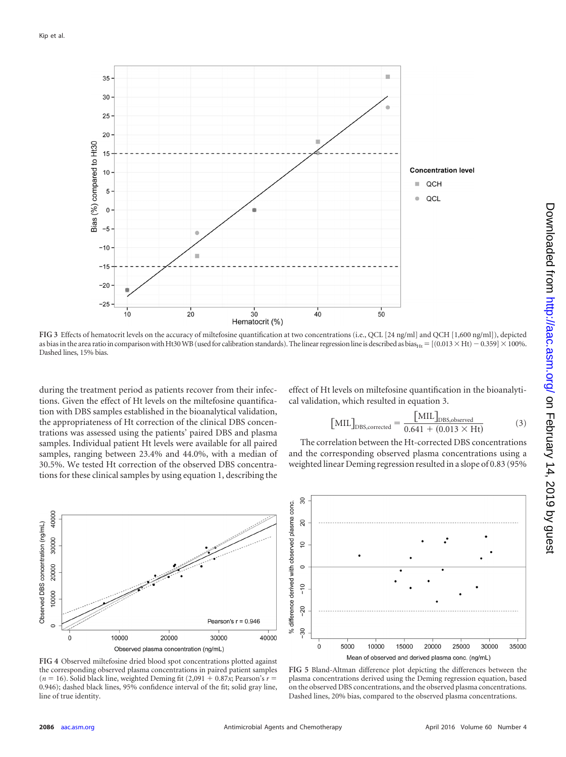FIG 3 Effects of hematocrit levels on the accuracy of miltefosine quantification at two concentrations (i.e., QCL [24 ng/ml] and QCH [1,600 ng/ml]), depicted as bias in the area ratio in comparison with Ht30 WB (used for calibration standards). The linear regression line is described as $\text{bias}_{\text{Ht}} = [(0.013 \times \text{Ht}) - 0.359] \times 100\%$. Dashed lines, 15% bias.

during the treatment period as patients recover from their infections. Given the effect of Ht levels on the miltefosine quantification with DBS samples established in the bioanalytical validation, the appropriateness of Ht correction of the clinical DBS concentrations was assessed using the patients' paired DBS and plasma samples. Individual patient Ht levels were available for all paired samples, ranging between 23.4% and 44.0%, with a median of 30.5%. We tested Ht correction of the observed DBS concentrations for these clinical samples by using equation 1, describing the effect of Ht levels on miltefosine quantification in the bioanalytical validation, which resulted in equation 3.

$$[\text{MIL}]_{\text{DBS,corrected}} = \frac{[\text{MIL}]_{\text{DBS,observed}}}{0.641 + (0.013 \times \text{Ht})} \quad (3)$$

The correlation between the Ht-corrected DBS concentrations and the corresponding observed plasma concentrations using a weighted linear Deming regression resulted in a slope of 0.83 (95%

FIG 4 Observed miltefosine dried blood spot concentrations plotted against the corresponding observed plasma concentrations in paired patient samples ($n = 16$). Solid black line, weighted Deming fit ($2{,}091 + 0.87x$; Pearson's $r = 0.946$); dashed black lines, 95% confidence interval of the fit; solid gray line, line of true identity.

FIG 5 Bland-Altman difference plot depicting the differences between the plasma concentrations derived using the Deming regression equation, based on the observed DBS concentrations, and the observed plasma concentrations. Dashed lines, 20% bias, compared to the observed plasma concentrations.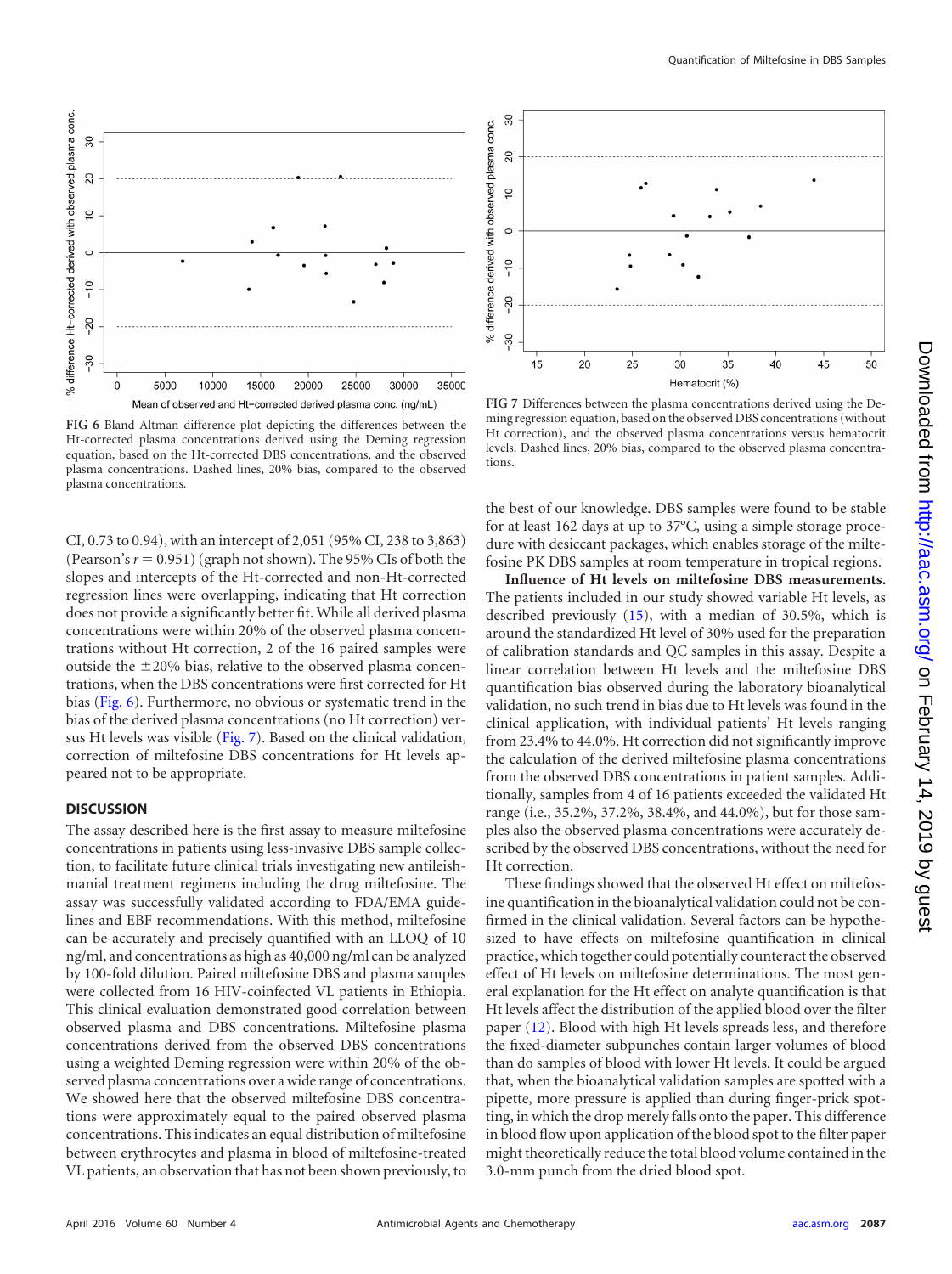FIG 6 Bland-Altman difference plot depicting the differences between the Ht-corrected plasma concentrations derived using the Deming regression equation, based on the Ht-corrected DBS concentrations, and the observed plasma concentrations. Dashed lines, 20% bias, compared to the observed plasma concentrations.

FIG 7 Differences between the plasma concentrations derived using the Deming regression equation, based on the observed DBS concentrations (without Ht correction), and the observed plasma concentrations versus hematocrit levels. Dashed lines, 20% bias, compared to the observed plasma concentrations.

CI, 0.73 to 0.94), with an intercept of 2,051 (95% CI, 238 to 3,863) (Pearson's $r = 0.951$) (graph not shown). The 95% CIs of both the slopes and intercepts of the Ht-corrected and non-Ht-corrected regression lines were overlapping, indicating that Ht correction does not provide a significantly better fit. While all derived plasma concentrations were within 20% of the observed plasma concentrations without Ht correction, 2 of the 16 paired samples were outside the ±20% bias, relative to the observed plasma concentrations, when the DBS concentrations were first corrected for Ht bias (Fig. 6). Furthermore, no obvious or systematic trend in the bias of the derived plasma concentrations (no Ht correction) versus Ht levels was visible (Fig. 7). Based on the clinical validation, correction of miltefosine DBS concentrations for Ht levels appeared not to be appropriate.

## DISCUSSION

The assay described here is the first assay to measure miltefosine concentrations in patients using less-invasive DBS sample collection, to facilitate future clinical trials investigating new antileishmanial treatment regimens including the drug miltefosine. The assay was successfully validated according to FDA/EMA guidelines and EBF recommendations. With this method, miltefosine can be accurately and precisely quantified with an LLOQ of 10 ng/ml, and concentrations as high as 40,000 ng/ml can be analyzed by 100-fold dilution. Paired miltefosine DBS and plasma samples were collected from 16 HIV-coinfected VL patients in Ethiopia. This clinical evaluation demonstrated good correlation between observed plasma and DBS concentrations. Miltefosine plasma concentrations derived from the observed DBS concentrations using a weighted Deming regression were within 20% of the observed plasma concentrations over a wide range of concentrations. We showed here that the observed miltefosine DBS concentrations were approximately equal to the paired observed plasma concentrations. This indicates an equal distribution of miltefosine between erythrocytes and plasma in blood of miltefosine-treated VL patients, an observation that has not been shown previously, to the best of our knowledge. DBS samples were found to be stable for at least 162 days at up to 37°C, using a simple storage procedure with desiccant packages, which enables storage of the miltefosine PK DBS samples at room temperature in tropical regions.

**Influence of Ht levels on miltefosine DBS measurements.** The patients included in our study showed variable Ht levels, as described previously (15), with a median of 30.5%, which is around the standardized Ht level of 30% used for the preparation of calibration standards and QC samples in this assay. Despite a linear correlation between Ht levels and the miltefosine DBS quantification bias observed during the laboratory bioanalytical validation, no such trend in bias due to Ht levels was found in the clinical application, with individual patients' Ht levels ranging from 23.4% to 44.0%. Ht correction did not significantly improve the calculation of the derived miltefosine plasma concentrations from the observed DBS concentrations in patient samples. Additionally, samples from 4 of 16 patients exceeded the validated Ht range (i.e., 35.2%, 37.2%, 38.4%, and 44.0%), but for those samples also the observed plasma concentrations were accurately described by the observed DBS concentrations, without the need for Ht correction.

These findings showed that the observed Ht effect on miltefosine quantification in the bioanalytical validation could not be confirmed in the clinical validation. Several factors can be hypothesized to have effects on miltefosine quantification in clinical practice, which together could potentially counteract the observed effect of Ht levels on miltefosine determinations. The most general explanation for the Ht effect on analyte quantification is that Ht levels affect the distribution of the applied blood over the filter paper (12). Blood with high Ht levels spreads less, and therefore the fixed-diameter subpunches contain larger volumes of blood than do samples of blood with lower Ht levels. It could be argued that, when the bioanalytical validation samples are spotted with a pipette, more pressure is applied than during finger-prick spotting, in which the drop merely falls onto the paper. This difference in blood flow upon application of the blood spot to the filter paper might theoretically reduce the total blood volume contained in the 3.0-mm punch from the dried blood spot.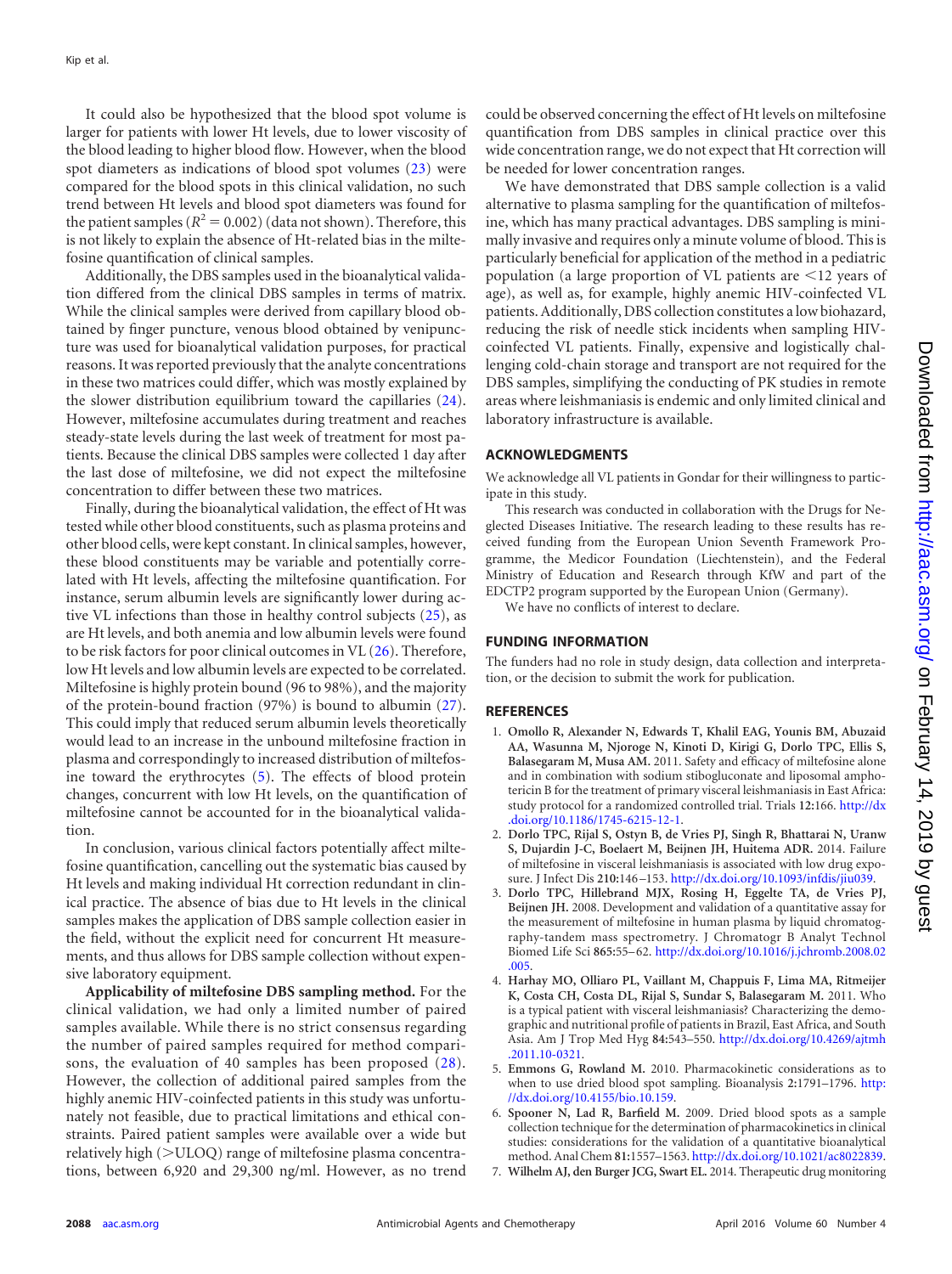It could also be hypothesized that the blood spot volume is larger for patients with lower Ht levels, due to lower viscosity of the blood leading to higher blood flow. However, when the blood spot diameters as indications of blood spot volumes (23) were compared for the blood spots in this clinical validation, no such trend between Ht levels and blood spot diameters was found for the patient samples ($R^2 = 0.002$) (data not shown). Therefore, this is not likely to explain the absence of Ht-related bias in the miltefosine quantification of clinical samples.

Additionally, the DBS samples used in the bioanalytical validation differed from the clinical DBS samples in terms of matrix. While the clinical samples were derived from capillary blood obtained by finger puncture, venous blood obtained by venipuncture was used for bioanalytical validation purposes, for practical reasons. It was reported previously that the analyte concentrations in these two matrices could differ, which was mostly explained by the slower distribution equilibrium toward the capillaries (24). However, miltefosine accumulates during treatment and reaches steady-state levels during the last week of treatment for most patients. Because the clinical DBS samples were collected 1 day after the last dose of miltefosine, we did not expect the miltefosine concentration to differ between these two matrices.

Finally, during the bioanalytical validation, the effect of Ht was tested while other blood constituents, such as plasma proteins and other blood cells, were kept constant. In clinical samples, however, these blood constituents may be variable and potentially correlated with Ht levels, affecting the miltefosine quantification. For instance, serum albumin levels are significantly lower during active VL infections than those in healthy control subjects (25), as are Ht levels, and both anemia and low albumin levels were found to be risk factors for poor clinical outcomes in VL (26). Therefore, low Ht levels and low albumin levels are expected to be correlated. Miltefosine is highly protein bound (96 to 98%), and the majority of the protein-bound fraction (97%) is bound to albumin (27). This could imply that reduced serum albumin levels theoretically would lead to an increase in the unbound miltefosine fraction in plasma and correspondingly to increased distribution of miltefosine toward the erythrocytes (5). The effects of blood protein changes, concurrent with low Ht levels, on the quantification of miltefosine cannot be accounted for in the bioanalytical validation.

In conclusion, various clinical factors potentially affect miltefosine quantification, cancelling out the systematic bias caused by Ht levels and making individual Ht correction redundant in clinical practice. The absence of bias due to Ht levels in the clinical samples makes the application of DBS sample collection easier in the field, without the explicit need for concurrent Ht measurements, and thus allows for DBS sample collection without expensive laboratory equipment.

**Applicability of miltefosine DBS sampling method.** For the clinical validation, we had only a limited number of paired samples available. While there is no strict consensus regarding the number of paired samples required for method comparisons, the evaluation of 40 samples has been proposed (28). However, the collection of additional paired samples from the highly anemic HIV-coinfected patients in this study was unfortunately not feasible, due to practical limitations and ethical constraints. Paired patient samples were available over a wide but relatively high (>ULOQ) range of miltefosine plasma concentrations, between 6,920 and 29,300 ng/ml. However, as no trend could be observed concerning the effect of Ht levels on miltefosine quantification from DBS samples in clinical practice over this wide concentration range, we do not expect that Ht correction will be needed for lower concentration ranges.

We have demonstrated that DBS sample collection is a valid alternative to plasma sampling for the quantification of miltefosine, which has many practical advantages. DBS sampling is minimally invasive and requires only a minute volume of blood. This is particularly beneficial for application of the method in a pediatric population (a large proportion of VL patients are <12 years of age), as well as, for example, highly anemic HIV-coinfected VL patients. Additionally, DBS collection constitutes a low biohazard, reducing the risk of needle stick incidents when sampling HIV-coinfected VL patients. Finally, expensive and logistically challenging cold-chain storage and transport are not required for the DBS samples, simplifying the conducting of PK studies in remote areas where leishmaniasis is endemic and only limited clinical and laboratory infrastructure is available.

## ACKNOWLEDGMENTS

We acknowledge all VL patients in Gondar for their willingness to participate in this study.

This research was conducted in collaboration with the Drugs for Neglected Diseases Initiative. The research leading to these results has received funding from the European Union Seventh Framework Programme, the Medicor Foundation (Liechtenstein), and the Federal Ministry of Education and Research through KfW and part of the EDCTP2 program supported by the European Union (Germany).

We have no conflicts of interest to declare.

## FUNDING INFORMATION

The funders had no role in study design, data collection and interpretation, or the decision to submit the work for publication.

## REFERENCES

1. **Omollo R, Alexander N, Edwards T, Khalil EAG, Younis BM, Abuzaid AA, Wasunna M, Njoroge N, Kinoti D, Kirigi G, Dorlo TPC, Ellis S, Balasegaram M, Musa AM.** 2011. Safety and efficacy of miltefosine alone and in combination with sodium stibogluconate and liposomal amphotericin B for the treatment of primary visceral leishmaniasis in East Africa: study protocol for a randomized controlled trial. Trials **12:**166. http://dx.doi.org/10.1186/1745-6215-12-1.
2. **Dorlo TPC, Rijal S, Ostyn B, de Vries PJ, Singh R, Bhattarai N, Uranw S, Dujardin J-C, Boelaert M, Beijnen JH, Huitema ADR.** 2014. Failure of miltefosine in visceral leishmaniasis is associated with low drug exposure. J Infect Dis **210:**146–153. http://dx.doi.org/10.1093/infdis/jiu039.
3. **Dorlo TPC, Hillebrand MJX, Rosing H, Eggelte TA, de Vries PJ, Beijnen JH.** 2008. Development and validation of a quantitative assay for the measurement of miltefosine in human plasma by liquid chromatography-tandem mass spectrometry. J Chromatogr B Analyt Technol Biomed Life Sci **865:**55–62. http://dx.doi.org/10.1016/j.jchromb.2008.02.005.
4. **Harhay MO, Olliaro PL, Vaillant M, Chappuis F, Lima MA, Ritmeijer K, Costa CH, Costa DL, Rijal S, Sundar S, Balasegaram M.** 2011. Who is a typical patient with visceral leishmaniasis? Characterizing the demographic and nutritional profile of patients in Brazil, East Africa, and South Asia. Am J Trop Med Hyg **84:**543–550. http://dx.doi.org/10.4269/ajtmh.2011.10-0321.
5. **Emmons G, Rowland M.** 2010. Pharmacokinetic considerations as to when to use dried blood spot sampling. Bioanalysis **2:**1791–1796. http://dx.doi.org/10.4155/bio.10.159.
6. **Spooner N, Lad R, Barfield M.** 2009. Dried blood spots as a sample collection technique for the determination of pharmacokinetics in clinical studies: considerations for the validation of a quantitative bioanalytical method. Anal Chem **81:**1557–1563. http://dx.doi.org/10.1021/ac8022839.
7. **Wilhelm AJ, den Burger JCG, Swart EL.** 2014. Therapeutic drug monitoring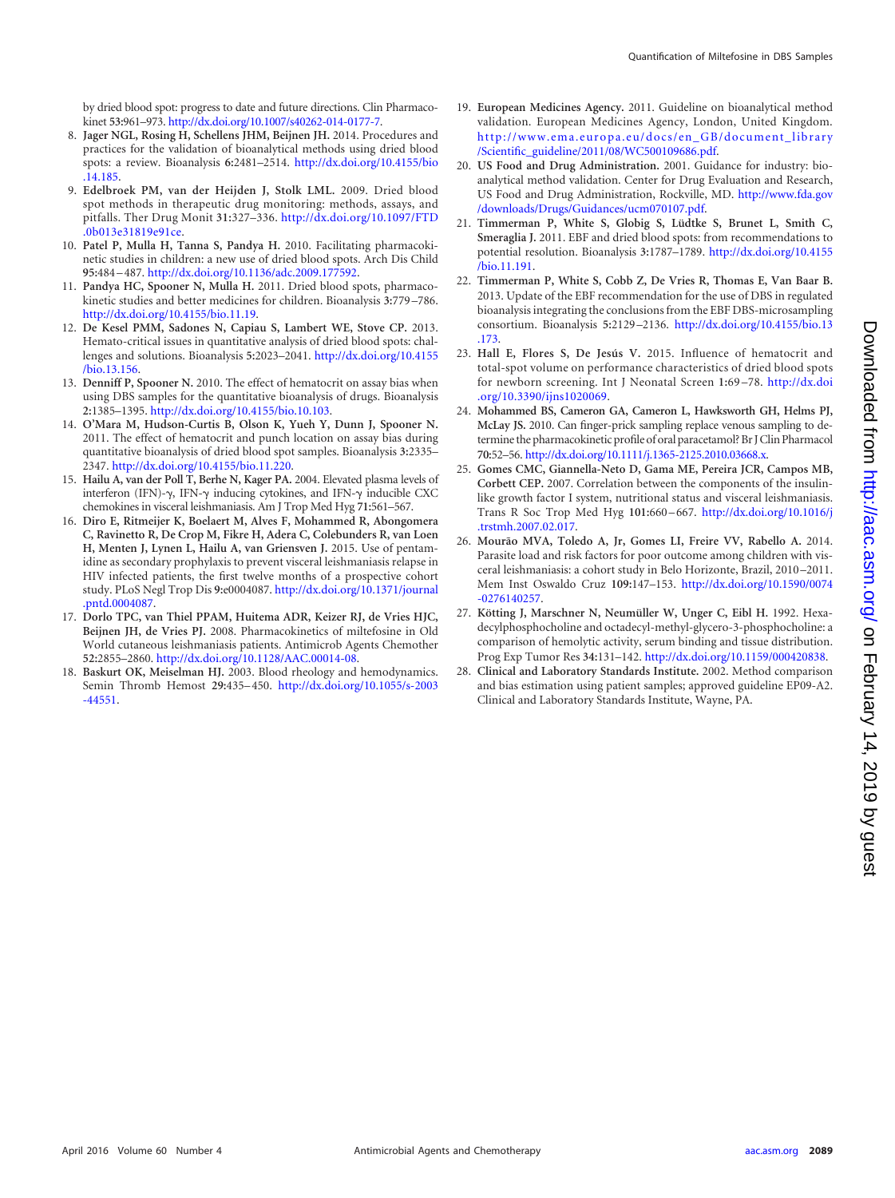by dried blood spot: progress to date and future directions. Clin Pharmacokinet 53:961–973. http://dx.doi.org/10.1007/s40262-014-0177-7.

8. **Jager NGL, Rosing H, Schellens JHM, Beijnen JH.** 2014. Procedures and practices for the validation of bioanalytical methods using dried blood spots: a review. Bioanalysis 6:2481–2514. http://dx.doi.org/10.4155/bio.14.185.
9. **Edelbroek PM, van der Heijden J, Stolk LML.** 2009. Dried blood spot methods in therapeutic drug monitoring: methods, assays, and pitfalls. Ther Drug Monit 31:327–336. http://dx.doi.org/10.1097/FTD.0b013e31819e91ce.
10. **Patel P, Mulla H, Tanna S, Pandya H.** 2010. Facilitating pharmacokinetic studies in children: a new use of dried blood spots. Arch Dis Child 95:484–487. http://dx.doi.org/10.1136/adc.2009.177592.
11. **Pandya HC, Spooner N, Mulla H.** 2011. Dried blood spots, pharmacokinetic studies and better medicines for children. Bioanalysis 3:779–786. http://dx.doi.org/10.4155/bio.11.19.
12. **De Kesel PMM, Sadones N, Capiau S, Lambert WE, Stove CP.** 2013. Hemato-critical issues in quantitative analysis of dried blood spots: challenges and solutions. Bioanalysis 5:2023–2041. http://dx.doi.org/10.4155/bio.13.156.
13. **Denniff P, Spooner N.** 2010. The effect of hematocrit on assay bias when using DBS samples for the quantitative bioanalysis of drugs. Bioanalysis 2:1385–1395. http://dx.doi.org/10.4155/bio.10.103.
14. **O'Mara M, Hudson-Curtis B, Olson K, Yueh Y, Dunn J, Spooner N.** 2011. The effect of hematocrit and punch location on assay bias during quantitative bioanalysis of dried blood spot samples. Bioanalysis 3:2335–2347. http://dx.doi.org/10.4155/bio.11.220.
15. **Hailu A, van der Poll T, Berhe N, Kager PA.** 2004. Elevated plasma levels of interferon (IFN)-γ, IFN-γ inducing cytokines, and IFN-γ inducible CXC chemokines in visceral leishmaniasis. Am J Trop Med Hyg 71:561–567.
16. **Diro E, Ritmeijer K, Boelaert M, Alves F, Mohammed R, Abongomera C, Ravinetto R, De Crop M, Fikre H, Adera C, Colebunders R, van Loen H, Menten J, Lynen L, Hailu A, van Griensven J.** 2015. Use of pentamidine as secondary prophylaxis to prevent visceral leishmaniasis relapse in HIV infected patients, the first twelve months of a prospective cohort study. PLoS Negl Trop Dis 9:e0004087. http://dx.doi.org/10.1371/journal.pntd.0004087.
17. **Dorlo TPC, van Thiel PPAM, Huitema ADR, Keizer RJ, de Vries HJC, Beijnen JH, de Vries PJ.** 2008. Pharmacokinetics of miltefosine in Old World cutaneous leishmaniasis patients. Antimicrob Agents Chemother 52:2855–2860. http://dx.doi.org/10.1128/AAC.00014-08.
18. **Baskurt OK, Meiselman HJ.** 2003. Blood rheology and hemodynamics. Semin Thromb Hemost 29:435–450. http://dx.doi.org/10.1055/s-2003-44551.
19. **European Medicines Agency.** 2011. Guideline on bioanalytical method validation. European Medicines Agency, London, United Kingdom. http://www.ema.europa.eu/docs/en_GB/document_library/Scientific_guideline/2011/08/WC500109686.pdf.
20. **US Food and Drug Administration.** 2001. Guidance for industry: bioanalytical method validation. Center for Drug Evaluation and Research, US Food and Drug Administration, Rockville, MD. http://www.fda.gov/downloads/Drugs/Guidances/ucm070107.pdf.
21. **Timmerman P, White S, Globig S, Lüdtke S, Brunet L, Smith C, Smeraglia J.** 2011. EBF and dried blood spots: from recommendations to potential resolution. Bioanalysis 3:1787–1789. http://dx.doi.org/10.4155/bio.11.191.
22. **Timmerman P, White S, Cobb Z, De Vries R, Thomas E, Van Baar B.** 2013. Update of the EBF recommendation for the use of DBS in regulated bioanalysis integrating the conclusions from the EBF DBS-microsampling consortium. Bioanalysis 5:2129–2136. http://dx.doi.org/10.4155/bio.13.173.
23. **Hall E, Flores S, De Jesús V.** 2015. Influence of hematocrit and total-spot volume on performance characteristics of dried blood spots for newborn screening. Int J Neonatal Screen 1:69–78. http://dx.doi.org/10.3390/ijns1020069.
24. **Mohammed BS, Cameron GA, Cameron L, Hawksworth GH, Helms PJ, McLay JS.** 2010. Can finger-prick sampling replace venous sampling to determine the pharmacokinetic profile of oral paracetamol? Br J Clin Pharmacol 70:52–56. http://dx.doi.org/10.1111/j.1365-2125.2010.03668.x.
25. **Gomes CMC, Giannella-Neto D, Gama ME, Pereira JCR, Campos MB, Corbett CEP.** 2007. Correlation between the components of the insulin-like growth factor I system, nutritional status and visceral leishmaniasis. Trans R Soc Trop Med Hyg 101:660–667. http://dx.doi.org/10.1016/j.trstmh.2007.02.017.
26. **Mourão MVA, Toledo A, Jr, Gomes LI, Freire VV, Rabello A.** 2014. Parasite load and risk factors for poor outcome among children with visceral leishmaniasis: a cohort study in Belo Horizonte, Brazil, 2010–2011. Mem Inst Oswaldo Cruz 109:147–153. http://dx.doi.org/10.1590/0074-0276140257.
27. **Kötting J, Marschner N, Neumüller W, Unger C, Eibl H.** 1992. Hexadecylphosphocholine and octadecyl-methyl-glycero-3-phosphocholine: a comparison of hemolytic activity, serum binding and tissue distribution. Prog Exp Tumor Res 34:131–142. http://dx.doi.org/10.1159/000420838.
28. **Clinical and Laboratory Standards Institute.** 2002. Method comparison and bias estimation using patient samples; approved guideline EP09-A2. Clinical and Laboratory Standards Institute, Wayne, PA.